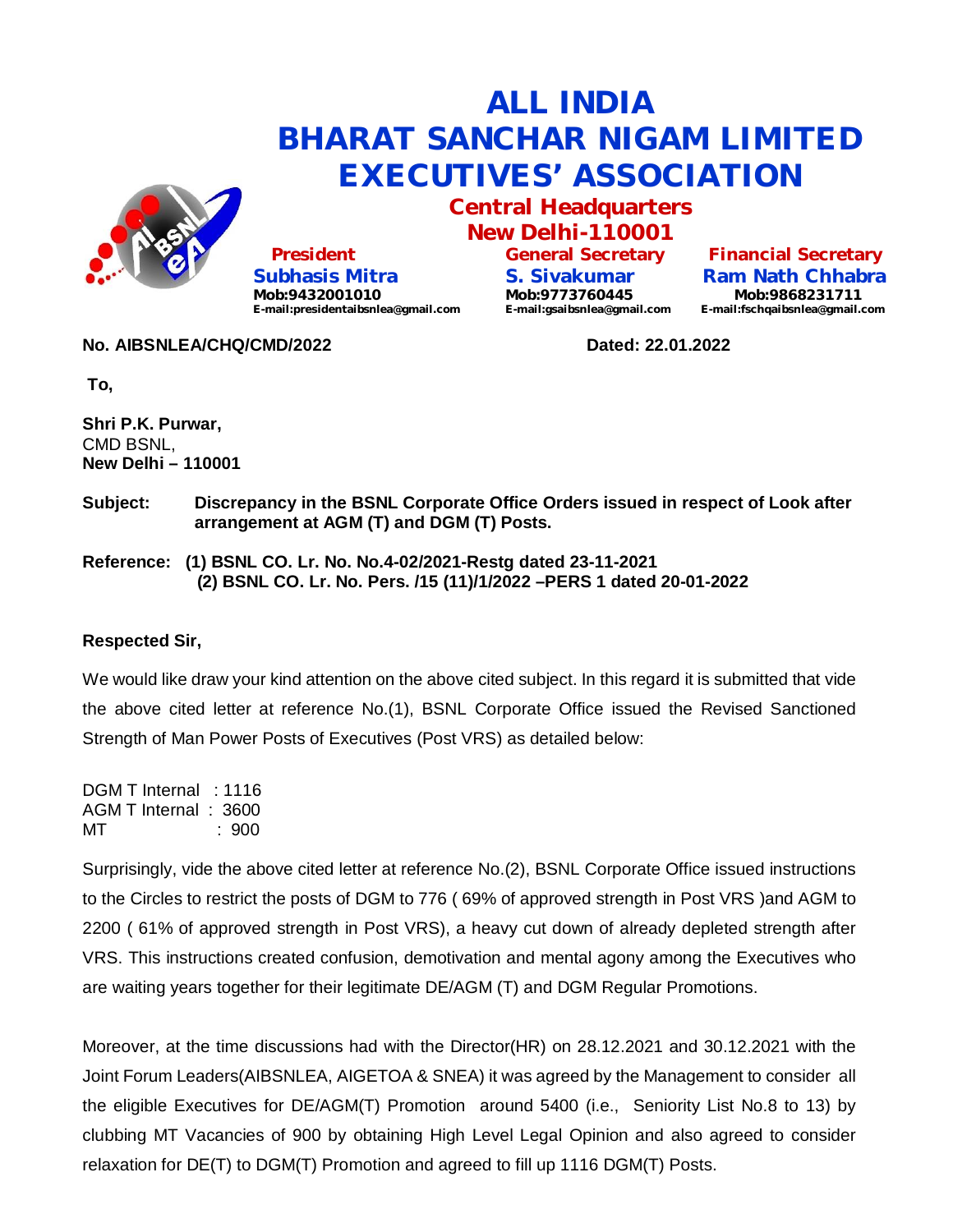# ALL INDIA BHARAT SANCHAR NIGAM LIMITED EXECUTIVES' ASSOCIATION

## Central Headquarters New Delhi-110001

| President | General Secretary | Financial Secretary |
|---|---|---|
| Subhasis Mitra | S. Sivakumar | Ram Nath Chhabra |
| Mob:9432001010 | Mob:9773760445 | Mob:9868231711 |
| E-mail:presidentaibsnlea@gmail.com | E-mail:gsaibsnlea@gmail.com | E-mail:fschqaibsnlea@gmail.com |

**No. AIBSNLEA/CHQ/CMD/2022** **Dated: 22.01.2022**

**To,**

**Shri P.K. Purwar,**
CMD BSNL,
**New Delhi – 110001**

**Subject:** **Discrepancy in the BSNL Corporate Office Orders issued in respect of Look after arrangement at AGM (T) and DGM (T) Posts.**

**Reference: (1) BSNL CO. Lr. No. No.4-02/2021-Restg dated 23-11-2021**
**(2) BSNL CO. Lr. No. Pers. /15 (11)/1/2022 –PERS 1 dated 20-01-2022**

**Respected Sir,**

We would like draw your kind attention on the above cited subject. In this regard it is submitted that vide the above cited letter at reference No.(1), BSNL Corporate Office issued the Revised Sanctioned Strength of Man Power Posts of Executives (Post VRS) as detailed below:

DGM T Internal : 1116
AGM T Internal : 3600
MT : 900

Surprisingly, vide the above cited letter at reference No.(2), BSNL Corporate Office issued instructions to the Circles to restrict the posts of DGM to 776 ( 69% of approved strength in Post VRS )and AGM to 2200 ( 61% of approved strength in Post VRS), a heavy cut down of already depleted strength after VRS. This instructions created confusion, demotivation and mental agony among the Executives who are waiting years together for their legitimate DE/AGM (T) and DGM Regular Promotions.

Moreover, at the time discussions had with the Director(HR) on 28.12.2021 and 30.12.2021 with the Joint Forum Leaders(AIBSNLEA, AIGETOA & SNEA) it was agreed by the Management to consider all the eligible Executives for DE/AGM(T) Promotion around 5400 (i.e., Seniority List No.8 to 13) by clubbing MT Vacancies of 900 by obtaining High Level Legal Opinion and also agreed to consider relaxation for DE(T) to DGM(T) Promotion and agreed to fill up 1116 DGM(T) Posts.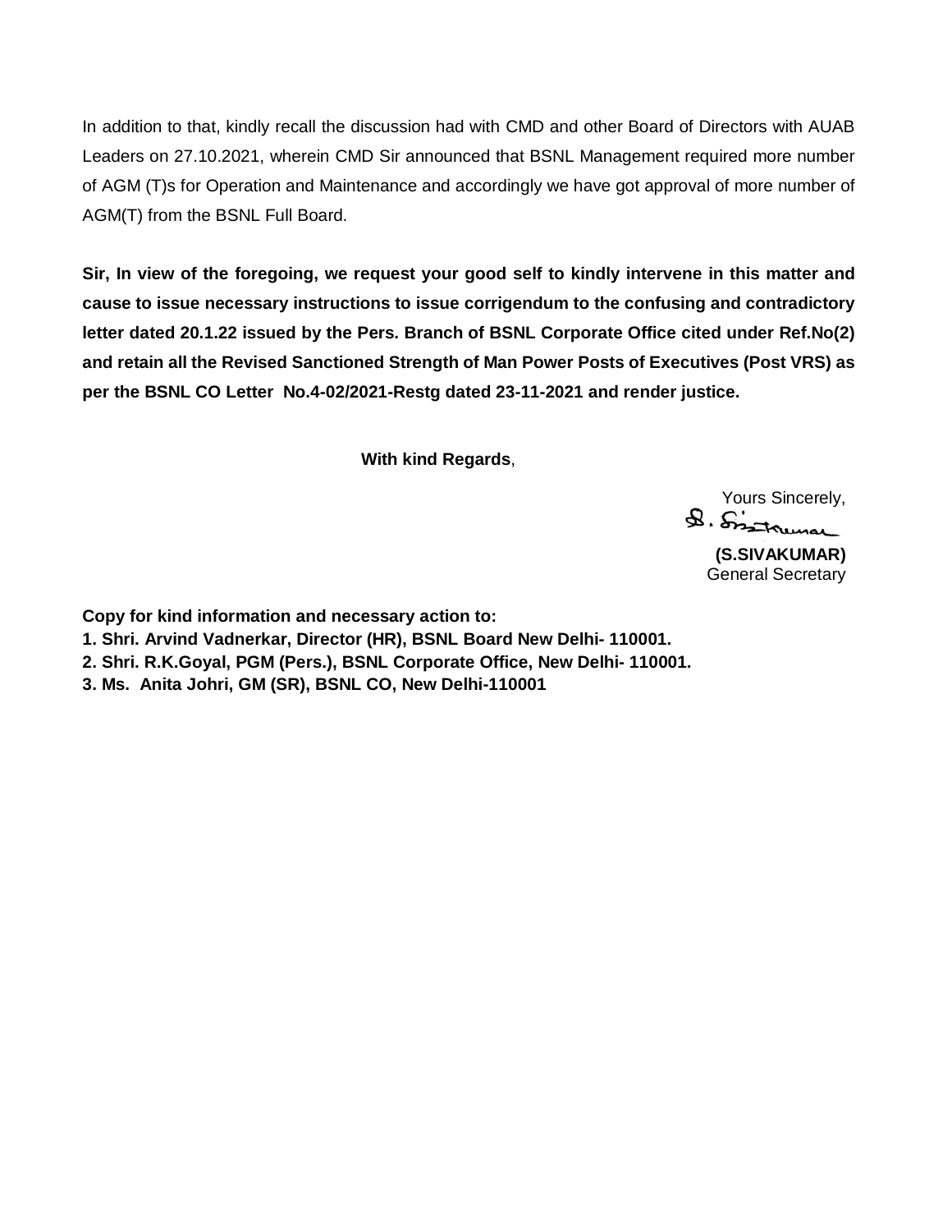In addition to that, kindly recall the discussion had with CMD and other Board of Directors with AUAB Leaders on 27.10.2021, wherein CMD Sir announced that BSNL Management required more number of AGM (T)s for Operation and Maintenance and accordingly we have got approval of more number of AGM(T) from the BSNL Full Board.

**Sir, In view of the foregoing, we request your good self to kindly intervene in this matter and cause to issue necessary instructions to issue corrigendum to the confusing and contradictory letter dated 20.1.22 issued by the Pers. Branch of BSNL Corporate Office cited under Ref.No(2) and retain all the Revised Sanctioned Strength of Man Power Posts of Executives (Post VRS) as per the BSNL CO Letter No.4-02/2021-Restg dated 23-11-2021 and render justice.**

**With kind Regards**,

Yours Sincerely,

**(S.SIVAKUMAR)**
General Secretary

**Copy for kind information and necessary action to:**

**1. Shri. Arvind Vadnerkar, Director (HR), BSNL Board New Delhi- 110001.**

**2. Shri. R.K.Goyal, PGM (Pers.), BSNL Corporate Office, New Delhi- 110001.**

**3. Ms. Anita Johri, GM (SR), BSNL CO, New Delhi-110001**